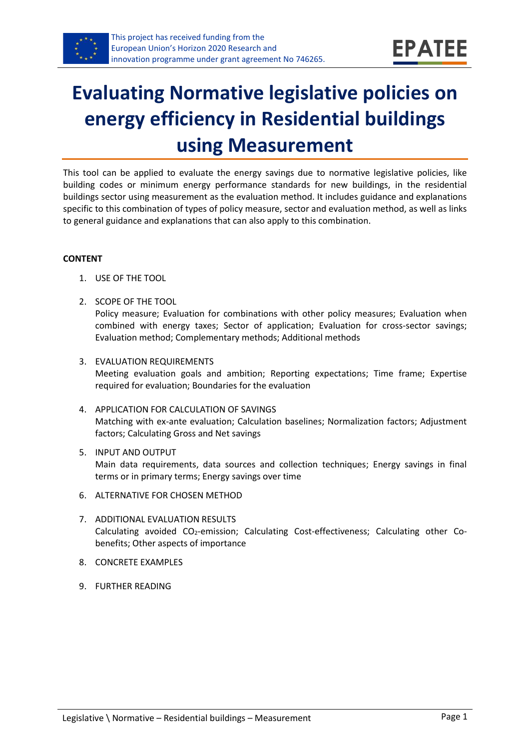This project has received funding from the European Union's Horizon 2020 Research and innovation programme under grant agreement No 746265.

# Evaluating Normative legislative policies on energy efficiency in Residential buildings using Measurement

This tool can be applied to evaluate the energy savings due to normative legislative policies, like building codes or minimum energy performance standards for new buildings, in the residential buildings sector using measurement as the evaluation method. It includes guidance and explanations specific to this combination of types of policy measure, sector and evaluation method, as well as links to general guidance and explanations that can also apply to this combination.

**CONTENT**

1. USE OF THE TOOL
2. SCOPE OF THE TOOL
   Policy measure; Evaluation for combinations with other policy measures; Evaluation when combined with energy taxes; Sector of application; Evaluation for cross-sector savings; Evaluation method; Complementary methods; Additional methods
3. EVALUATION REQUIREMENTS
   Meeting evaluation goals and ambition; Reporting expectations; Time frame; Expertise required for evaluation; Boundaries for the evaluation
4. APPLICATION FOR CALCULATION OF SAVINGS
   Matching with ex-ante evaluation; Calculation baselines; Normalization factors; Adjustment factors; Calculating Gross and Net savings
5. INPUT AND OUTPUT
   Main data requirements, data sources and collection techniques; Energy savings in final terms or in primary terms; Energy savings over time
6. ALTERNATIVE FOR CHOSEN METHOD
7. ADDITIONAL EVALUATION RESULTS
   Calculating avoided $CO_2$-emission; Calculating Cost-effectiveness; Calculating other Co-benefits; Other aspects of importance
8. CONCRETE EXAMPLES
9. FURTHER READING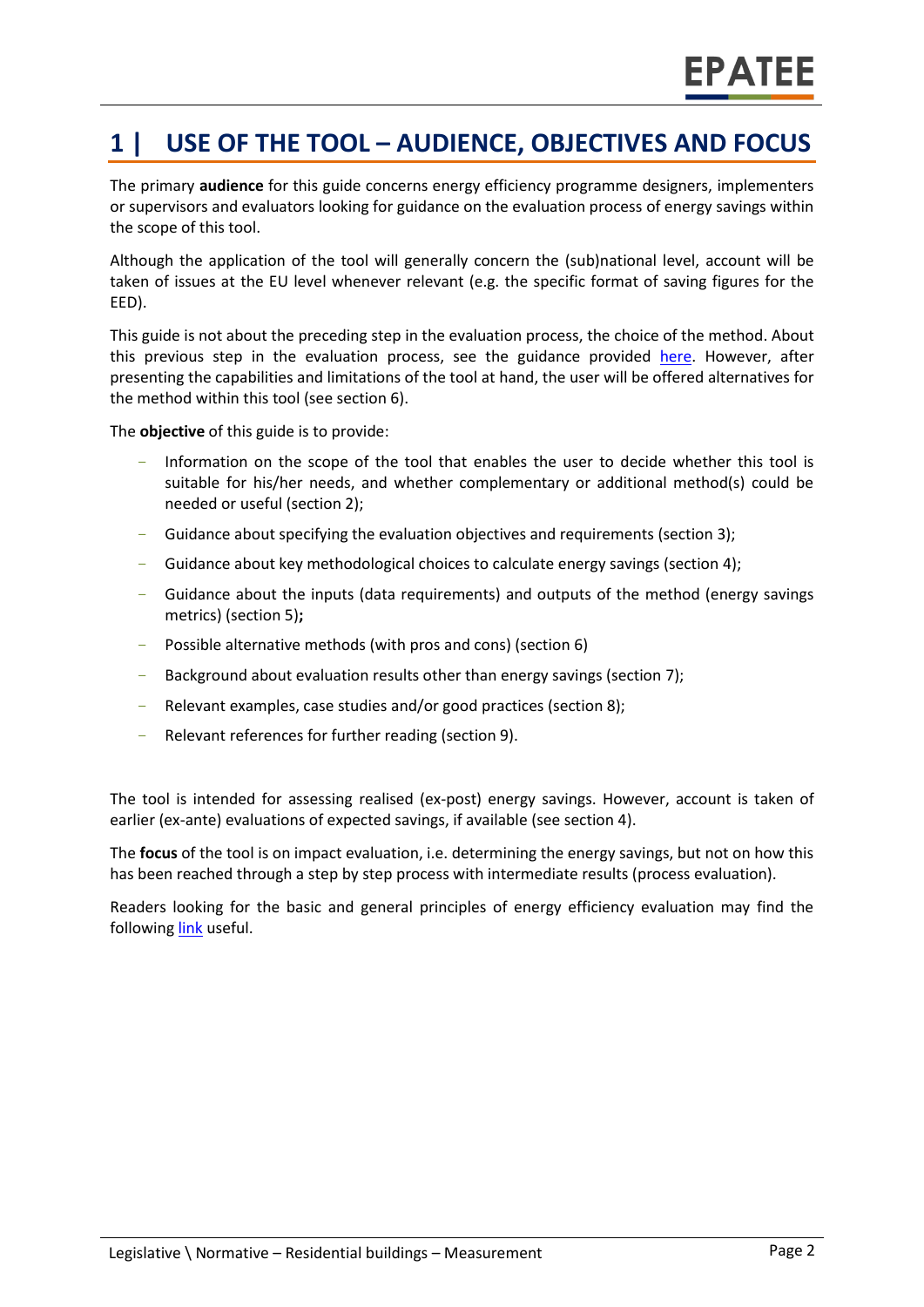# 1 | USE OF THE TOOL – AUDIENCE, OBJECTIVES AND FOCUS

The primary **audience** for this guide concerns energy efficiency programme designers, implementers or supervisors and evaluators looking for guidance on the evaluation process of energy savings within the scope of this tool.

Although the application of the tool will generally concern the (sub)national level, account will be taken of issues at the EU level whenever relevant (e.g. the specific format of saving figures for the EED).

This guide is not about the preceding step in the evaluation process, the choice of the method. About this previous step in the evaluation process, see the guidance provided here. However, after presenting the capabilities and limitations of the tool at hand, the user will be offered alternatives for the method within this tool (see section 6).

The **objective** of this guide is to provide:

- Information on the scope of the tool that enables the user to decide whether this tool is suitable for his/her needs, and whether complementary or additional method(s) could be needed or useful (section 2);
- Guidance about specifying the evaluation objectives and requirements (section 3);
- Guidance about key methodological choices to calculate energy savings (section 4);
- Guidance about the inputs (data requirements) and outputs of the method (energy savings metrics) (section 5)**;**
- Possible alternative methods (with pros and cons) (section 6)
- Background about evaluation results other than energy savings (section 7);
- Relevant examples, case studies and/or good practices (section 8);
- Relevant references for further reading (section 9).

The tool is intended for assessing realised (ex-post) energy savings. However, account is taken of earlier (ex-ante) evaluations of expected savings, if available (see section 4).

The **focus** of the tool is on impact evaluation, i.e. determining the energy savings, but not on how this has been reached through a step by step process with intermediate results (process evaluation).

Readers looking for the basic and general principles of energy efficiency evaluation may find the following link useful.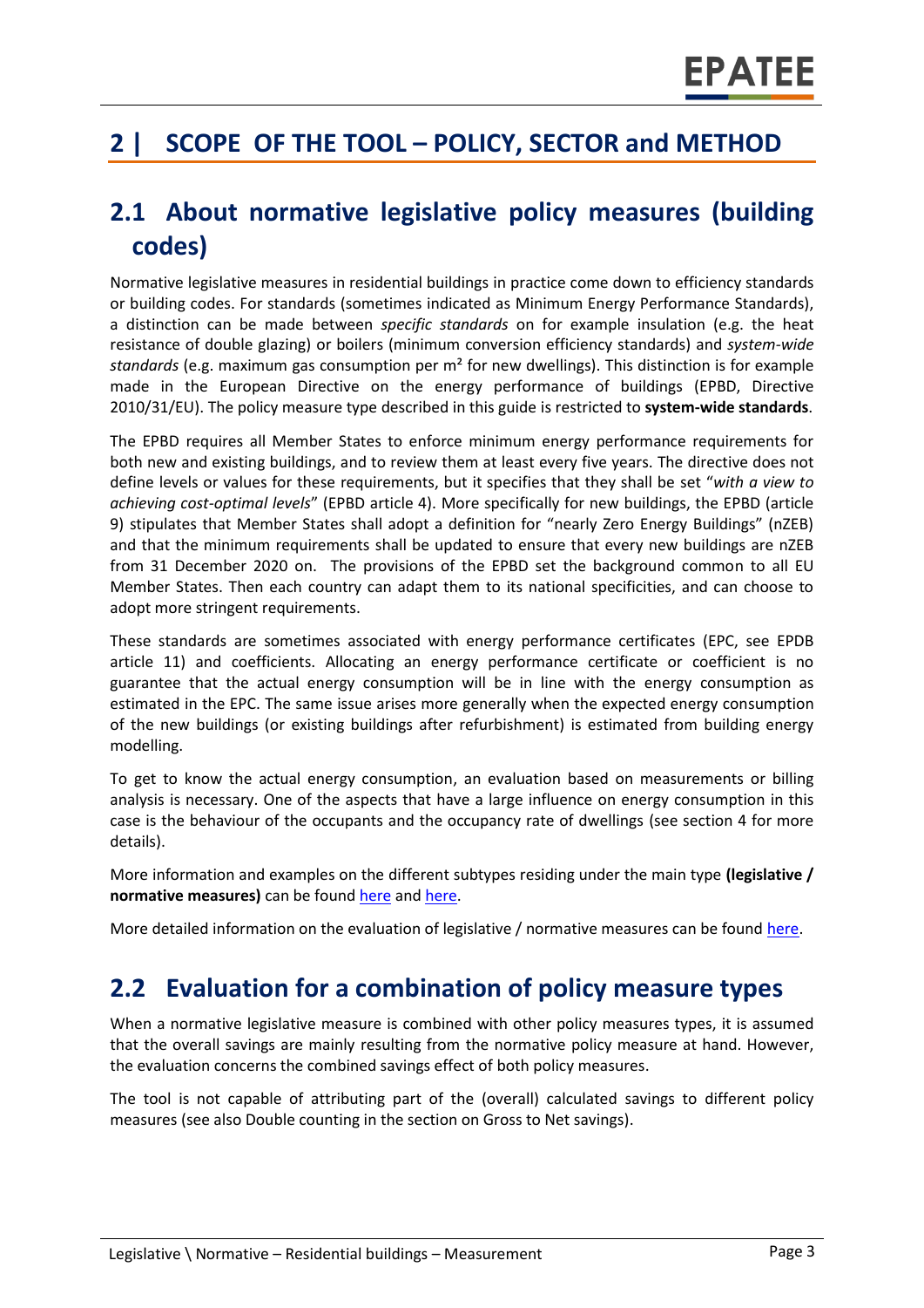# 2 | SCOPE OF THE TOOL – POLICY, SECTOR and METHOD

## 2.1 About normative legislative policy measures (building codes)

Normative legislative measures in residential buildings in practice come down to efficiency standards or building codes. For standards (sometimes indicated as Minimum Energy Performance Standards), a distinction can be made between *specific standards* on for example insulation (e.g. the heat resistance of double glazing) or boilers (minimum conversion efficiency standards) and *system-wide standards* (e.g. maximum gas consumption per m² for new dwellings). This distinction is for example made in the European Directive on the energy performance of buildings (EPBD, Directive 2010/31/EU). The policy measure type described in this guide is restricted to **system-wide standards**.

The EPBD requires all Member States to enforce minimum energy performance requirements for both new and existing buildings, and to review them at least every five years. The directive does not define levels or values for these requirements, but it specifies that they shall be set "*with a view to achieving cost-optimal levels*" (EPBD article 4). More specifically for new buildings, the EPBD (article 9) stipulates that Member States shall adopt a definition for "nearly Zero Energy Buildings" (nZEB) and that the minimum requirements shall be updated to ensure that every new buildings are nZEB from 31 December 2020 on. The provisions of the EPBD set the background common to all EU Member States. Then each country can adapt them to its national specificities, and can choose to adopt more stringent requirements.

These standards are sometimes associated with energy performance certificates (EPC, see EPDB article 11) and coefficients. Allocating an energy performance certificate or coefficient is no guarantee that the actual energy consumption will be in line with the energy consumption as estimated in the EPC. The same issue arises more generally when the expected energy consumption of the new buildings (or existing buildings after refurbishment) is estimated from building energy modelling.

To get to know the actual energy consumption, an evaluation based on measurements or billing analysis is necessary. One of the aspects that have a large influence on energy consumption in this case is the behaviour of the occupants and the occupancy rate of dwellings (see section 4 for more details).

More information and examples on the different subtypes residing under the main type **(legislative / normative measures)** can be found here and here.

More detailed information on the evaluation of legislative / normative measures can be found here.

## 2.2 Evaluation for a combination of policy measure types

When a normative legislative measure is combined with other policy measures types, it is assumed that the overall savings are mainly resulting from the normative policy measure at hand. However, the evaluation concerns the combined savings effect of both policy measures.

The tool is not capable of attributing part of the (overall) calculated savings to different policy measures (see also Double counting in the section on Gross to Net savings).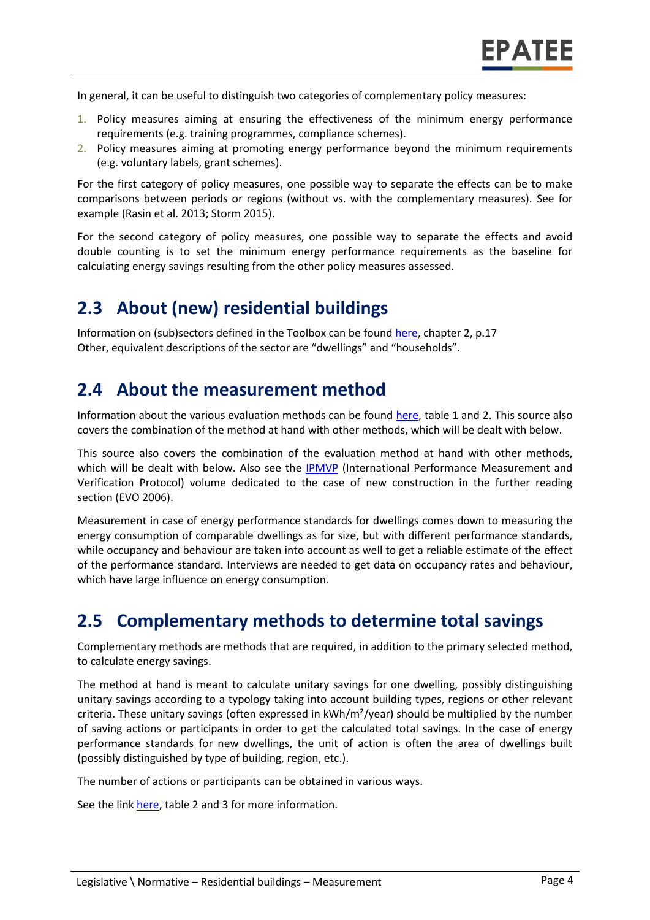In general, it can be useful to distinguish two categories of complementary policy measures:

1. Policy measures aiming at ensuring the effectiveness of the minimum energy performance requirements (e.g. training programmes, compliance schemes).
2. Policy measures aiming at promoting energy performance beyond the minimum requirements (e.g. voluntary labels, grant schemes).

For the first category of policy measures, one possible way to separate the effects can be to make comparisons between periods or regions (without vs. with the complementary measures). See for example (Rasin et al. 2013; Storm 2015).

For the second category of policy measures, one possible way to separate the effects and avoid double counting is to set the minimum energy performance requirements as the baseline for calculating energy savings resulting from the other policy measures assessed.

## 2.3 About (new) residential buildings

Information on (sub)sectors defined in the Toolbox can be found here, chapter 2, p.17
Other, equivalent descriptions of the sector are "dwellings" and "households".

## 2.4 About the measurement method

Information about the various evaluation methods can be found here, table 1 and 2. This source also covers the combination of the method at hand with other methods, which will be dealt with below.

This source also covers the combination of the evaluation method at hand with other methods, which will be dealt with below. Also see the IPMVP (International Performance Measurement and Verification Protocol) volume dedicated to the case of new construction in the further reading section (EVO 2006).

Measurement in case of energy performance standards for dwellings comes down to measuring the energy consumption of comparable dwellings as for size, but with different performance standards, while occupancy and behaviour are taken into account as well to get a reliable estimate of the effect of the performance standard. Interviews are needed to get data on occupancy rates and behaviour, which have large influence on energy consumption.

## 2.5 Complementary methods to determine total savings

Complementary methods are methods that are required, in addition to the primary selected method, to calculate energy savings.

The method at hand is meant to calculate unitary savings for one dwelling, possibly distinguishing unitary savings according to a typology taking into account building types, regions or other relevant criteria. These unitary savings (often expressed in kWh/m²/year) should be multiplied by the number of saving actions or participants in order to get the calculated total savings. In the case of energy performance standards for new dwellings, the unit of action is often the area of dwellings built (possibly distinguished by type of building, region, etc.).

The number of actions or participants can be obtained in various ways.

See the link here, table 2 and 3 for more information.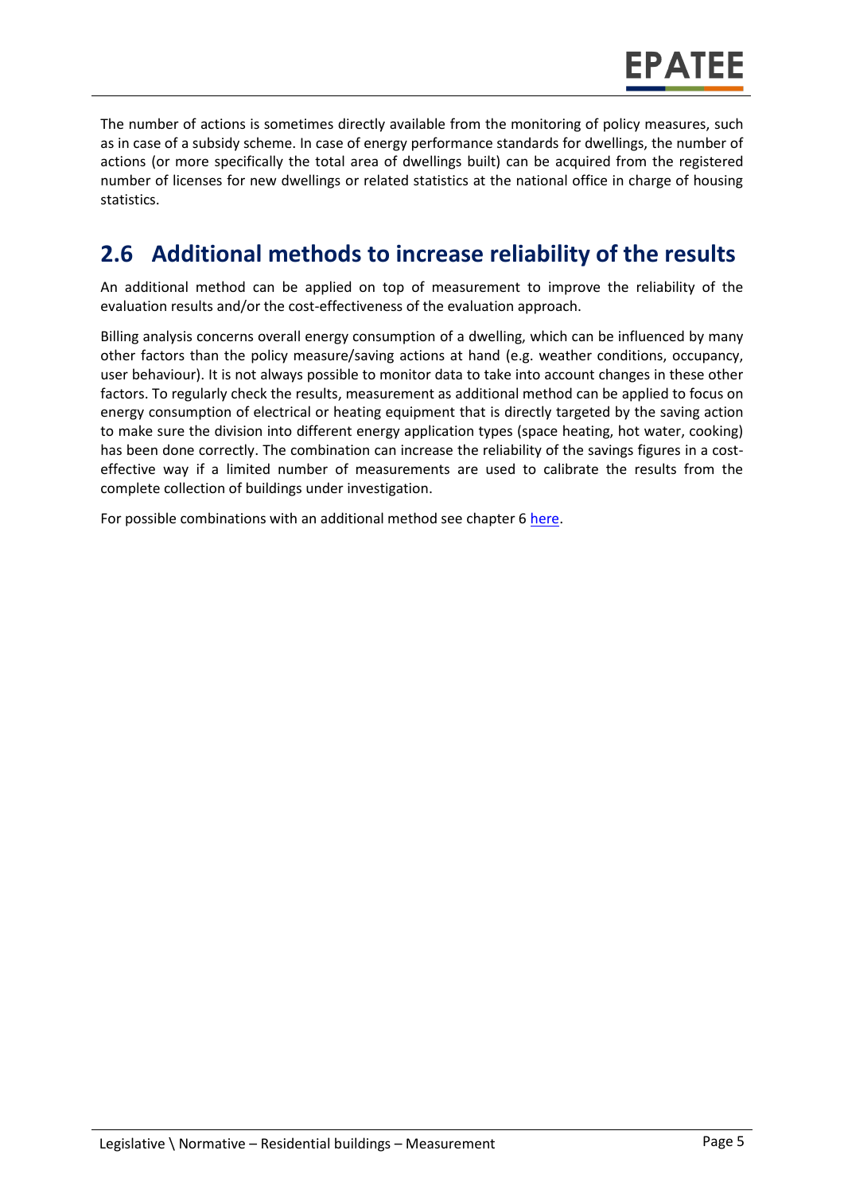The number of actions is sometimes directly available from the monitoring of policy measures, such as in case of a subsidy scheme. In case of energy performance standards for dwellings, the number of actions (or more specifically the total area of dwellings built) can be acquired from the registered number of licenses for new dwellings or related statistics at the national office in charge of housing statistics.

## 2.6 Additional methods to increase reliability of the results

An additional method can be applied on top of measurement to improve the reliability of the evaluation results and/or the cost-effectiveness of the evaluation approach.

Billing analysis concerns overall energy consumption of a dwelling, which can be influenced by many other factors than the policy measure/saving actions at hand (e.g. weather conditions, occupancy, user behaviour). It is not always possible to monitor data to take into account changes in these other factors. To regularly check the results, measurement as additional method can be applied to focus on energy consumption of electrical or heating equipment that is directly targeted by the saving action to make sure the division into different energy application types (space heating, hot water, cooking) has been done correctly. The combination can increase the reliability of the savings figures in a cost-effective way if a limited number of measurements are used to calibrate the results from the complete collection of buildings under investigation.

For possible combinations with an additional method see chapter 6 here.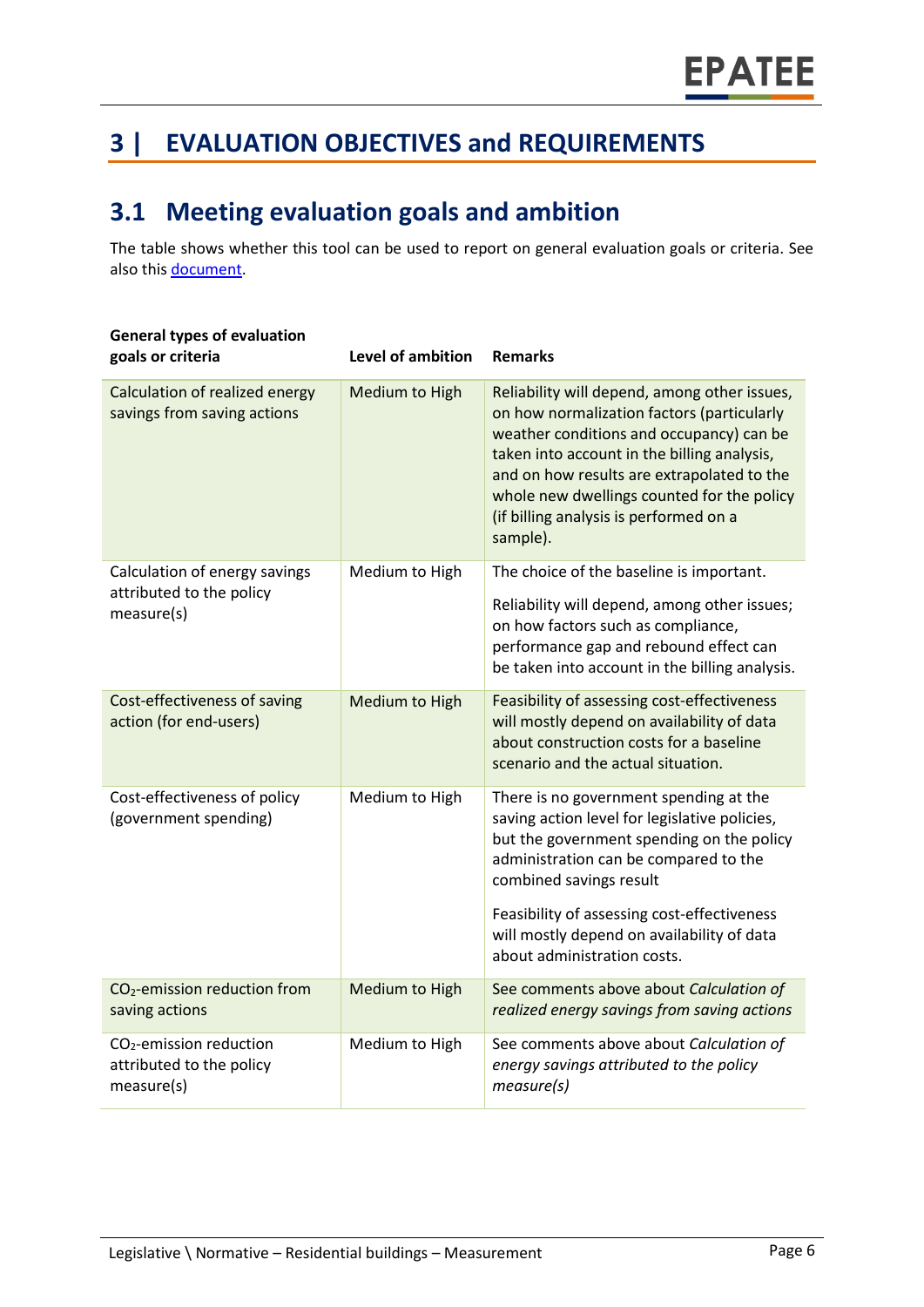# 3 | EVALUATION OBJECTIVES and REQUIREMENTS

## 3.1 Meeting evaluation goals and ambition

The table shows whether this tool can be used to report on general evaluation goals or criteria. See also this [document](document).

| General types of evaluation goals or criteria | Level of ambition | Remarks |
|---|---|---|
| Calculation of realized energy savings from saving actions | Medium to High | Reliability will depend, among other issues, on how normalization factors (particularly weather conditions and occupancy) can be taken into account in the billing analysis, and on how results are extrapolated to the whole new dwellings counted for the policy (if billing analysis is performed on a sample). |
| Calculation of energy savings attributed to the policy measure(s) | Medium to High | The choice of the baseline is important. Reliability will depend, among other issues; on how factors such as compliance, performance gap and rebound effect can be taken into account in the billing analysis. |
| Cost-effectiveness of saving action (for end-users) | Medium to High | Feasibility of assessing cost-effectiveness will mostly depend on availability of data about construction costs for a baseline scenario and the actual situation. |
| Cost-effectiveness of policy (government spending) | Medium to High | There is no government spending at the saving action level for legislative policies, but the government spending on the policy administration can be compared to the combined savings result. Feasibility of assessing cost-effectiveness will mostly depend on availability of data about administration costs. |
| $CO_2$-emission reduction from saving actions | Medium to High | See comments above about *Calculation of realized energy savings from saving actions* |
| $CO_2$-emission reduction attributed to the policy measure(s) | Medium to High | See comments above about *Calculation of energy savings attributed to the policy measure(s)* |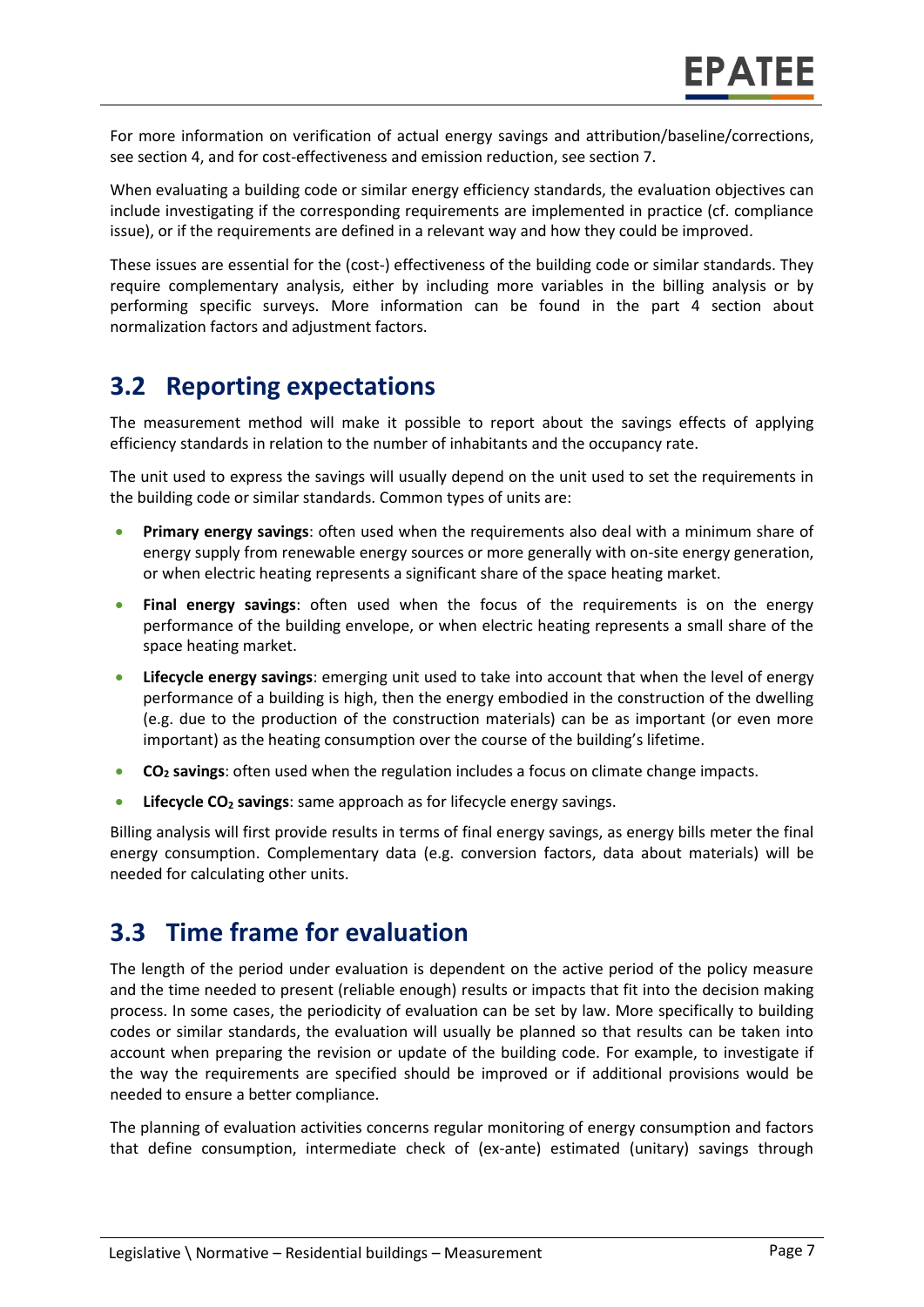For more information on verification of actual energy savings and attribution/baseline/corrections, see section 4, and for cost-effectiveness and emission reduction, see section 7.

When evaluating a building code or similar energy efficiency standards, the evaluation objectives can include investigating if the corresponding requirements are implemented in practice (cf. compliance issue), or if the requirements are defined in a relevant way and how they could be improved.

These issues are essential for the (cost-) effectiveness of the building code or similar standards. They require complementary analysis, either by including more variables in the billing analysis or by performing specific surveys. More information can be found in the part 4 section about normalization factors and adjustment factors.

## 3.2 Reporting expectations

The measurement method will make it possible to report about the savings effects of applying efficiency standards in relation to the number of inhabitants and the occupancy rate.

The unit used to express the savings will usually depend on the unit used to set the requirements in the building code or similar standards. Common types of units are:

- **Primary energy savings**: often used when the requirements also deal with a minimum share of energy supply from renewable energy sources or more generally with on-site energy generation, or when electric heating represents a significant share of the space heating market.
- **Final energy savings**: often used when the focus of the requirements is on the energy performance of the building envelope, or when electric heating represents a small share of the space heating market.
- **Lifecycle energy savings**: emerging unit used to take into account that when the level of energy performance of a building is high, then the energy embodied in the construction of the dwelling (e.g. due to the production of the construction materials) can be as important (or even more important) as the heating consumption over the course of the building's lifetime.
- **$CO_2$ savings**: often used when the regulation includes a focus on climate change impacts.
- **Lifecycle $CO_2$ savings**: same approach as for lifecycle energy savings.

Billing analysis will first provide results in terms of final energy savings, as energy bills meter the final energy consumption. Complementary data (e.g. conversion factors, data about materials) will be needed for calculating other units.

## 3.3 Time frame for evaluation

The length of the period under evaluation is dependent on the active period of the policy measure and the time needed to present (reliable enough) results or impacts that fit into the decision making process. In some cases, the periodicity of evaluation can be set by law. More specifically to building codes or similar standards, the evaluation will usually be planned so that results can be taken into account when preparing the revision or update of the building code. For example, to investigate if the way the requirements are specified should be improved or if additional provisions would be needed to ensure a better compliance.

The planning of evaluation activities concerns regular monitoring of energy consumption and factors that define consumption, intermediate check of (ex-ante) estimated (unitary) savings through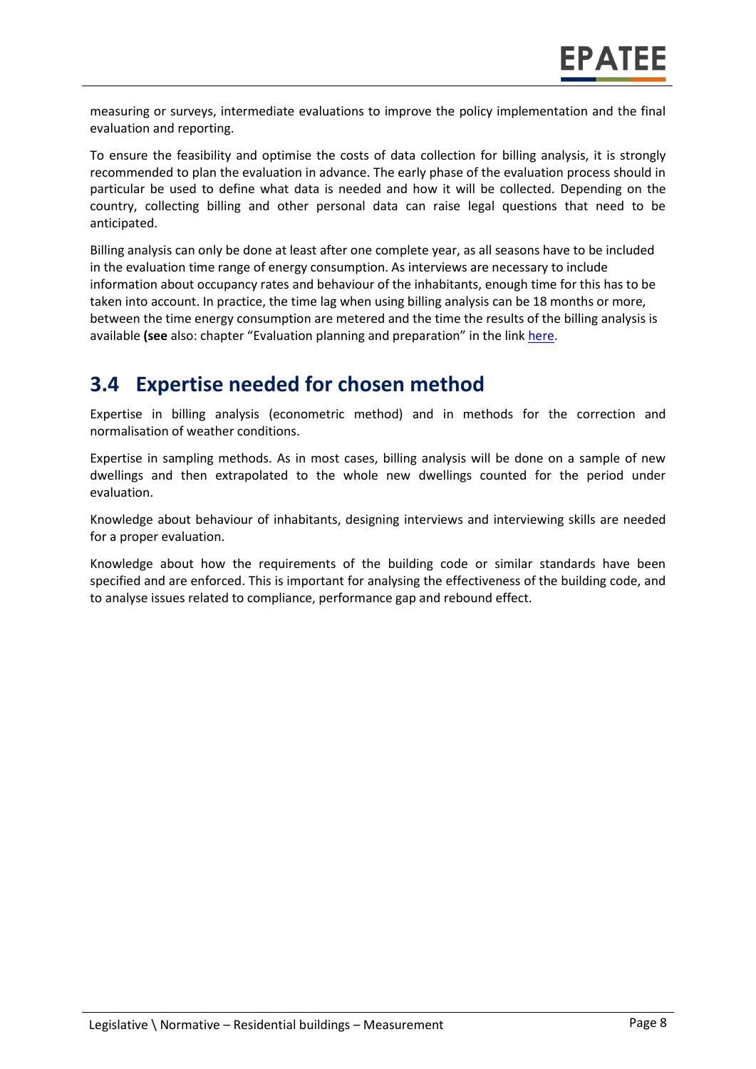measuring or surveys, intermediate evaluations to improve the policy implementation and the final evaluation and reporting.

To ensure the feasibility and optimise the costs of data collection for billing analysis, it is strongly recommended to plan the evaluation in advance. The early phase of the evaluation process should in particular be used to define what data is needed and how it will be collected. Depending on the country, collecting billing and other personal data can raise legal questions that need to be anticipated.

Billing analysis can only be done at least after one complete year, as all seasons have to be included in the evaluation time range of energy consumption. As interviews are necessary to include information about occupancy rates and behaviour of the inhabitants, enough time for this has to be taken into account. In practice, the time lag when using billing analysis can be 18 months or more, between the time energy consumption are metered and the time the results of the billing analysis is available **(see** also: chapter "Evaluation planning and preparation" in the link here.

## 3.4 Expertise needed for chosen method

Expertise in billing analysis (econometric method) and in methods for the correction and normalisation of weather conditions.

Expertise in sampling methods. As in most cases, billing analysis will be done on a sample of new dwellings and then extrapolated to the whole new dwellings counted for the period under evaluation.

Knowledge about behaviour of inhabitants, designing interviews and interviewing skills are needed for a proper evaluation.

Knowledge about how the requirements of the building code or similar standards have been specified and are enforced. This is important for analysing the effectiveness of the building code, and to analyse issues related to compliance, performance gap and rebound effect.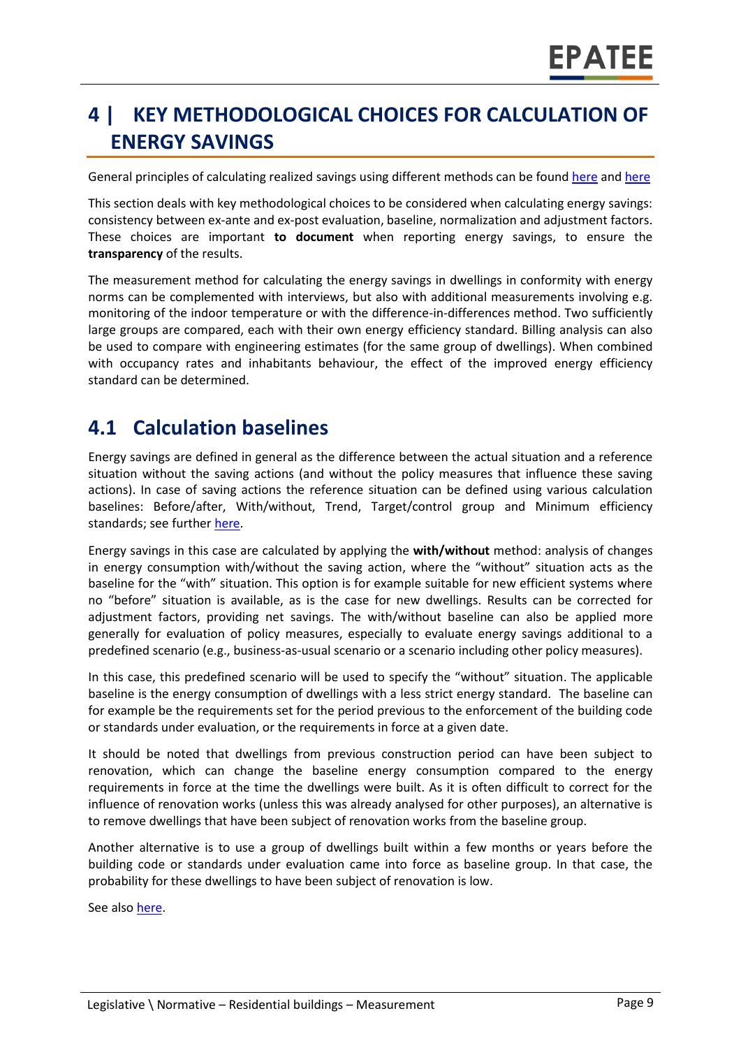# 4 | KEY METHODOLOGICAL CHOICES FOR CALCULATION OF ENERGY SAVINGS

General principles of calculating realized savings using different methods can be found here and here

This section deals with key methodological choices to be considered when calculating energy savings: consistency between ex-ante and ex-post evaluation, baseline, normalization and adjustment factors. These choices are important **to document** when reporting energy savings, to ensure the **transparency** of the results.

The measurement method for calculating the energy savings in dwellings in conformity with energy norms can be complemented with interviews, but also with additional measurements involving e.g. monitoring of the indoor temperature or with the difference-in-differences method. Two sufficiently large groups are compared, each with their own energy efficiency standard. Billing analysis can also be used to compare with engineering estimates (for the same group of dwellings). When combined with occupancy rates and inhabitants behaviour, the effect of the improved energy efficiency standard can be determined.

## 4.1 Calculation baselines

Energy savings are defined in general as the difference between the actual situation and a reference situation without the saving actions (and without the policy measures that influence these saving actions). In case of saving actions the reference situation can be defined using various calculation baselines: Before/after, With/without, Trend, Target/control group and Minimum efficiency standards; see further here.

Energy savings in this case are calculated by applying the **with/without** method: analysis of changes in energy consumption with/without the saving action, where the "without" situation acts as the baseline for the "with" situation. This option is for example suitable for new efficient systems where no "before" situation is available, as is the case for new dwellings. Results can be corrected for adjustment factors, providing net savings. The with/without baseline can also be applied more generally for evaluation of policy measures, especially to evaluate energy savings additional to a predefined scenario (e.g., business-as-usual scenario or a scenario including other policy measures).

In this case, this predefined scenario will be used to specify the "without" situation. The applicable baseline is the energy consumption of dwellings with a less strict energy standard. The baseline can for example be the requirements set for the period previous to the enforcement of the building code or standards under evaluation, or the requirements in force at a given date.

It should be noted that dwellings from previous construction period can have been subject to renovation, which can change the baseline energy consumption compared to the energy requirements in force at the time the dwellings were built. As it is often difficult to correct for the influence of renovation works (unless this was already analysed for other purposes), an alternative is to remove dwellings that have been subject of renovation works from the baseline group.

Another alternative is to use a group of dwellings built within a few months or years before the building code or standards under evaluation came into force as baseline group. In that case, the probability for these dwellings to have been subject of renovation is low.

See also here.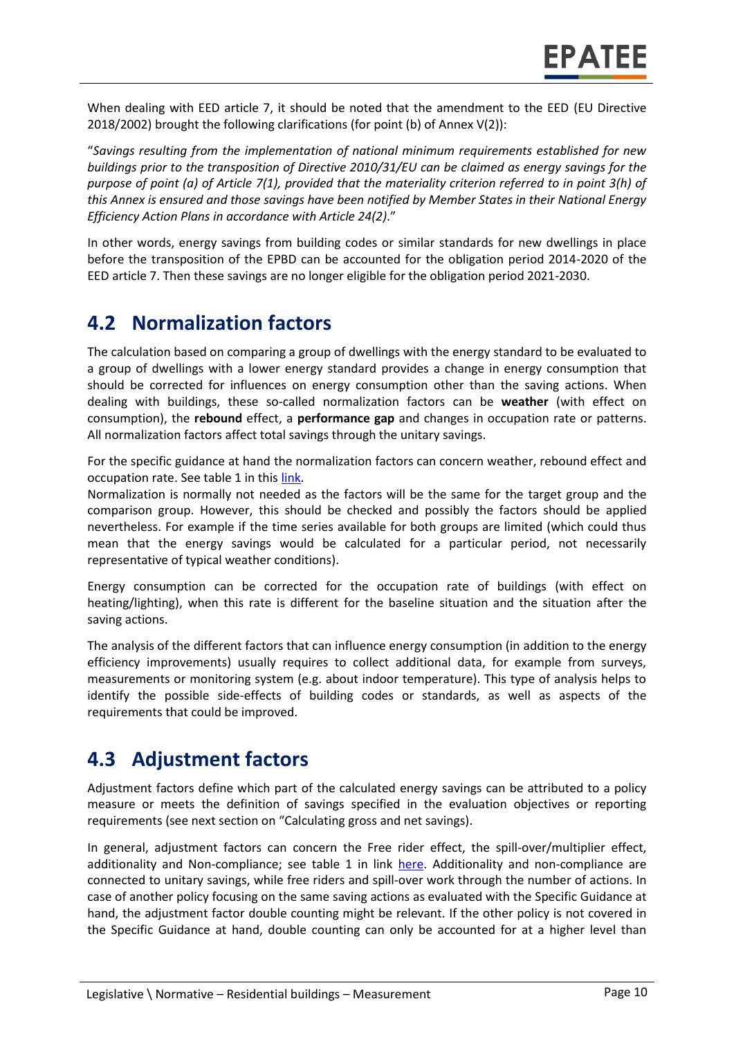When dealing with EED article 7, it should be noted that the amendment to the EED (EU Directive 2018/2002) brought the following clarifications (for point (b) of Annex V(2)):

"*Savings resulting from the implementation of national minimum requirements established for new buildings prior to the transposition of Directive 2010/31/EU can be claimed as energy savings for the purpose of point (a) of Article 7(1), provided that the materiality criterion referred to in point 3(h) of this Annex is ensured and those savings have been notified by Member States in their National Energy Efficiency Action Plans in accordance with Article 24(2)*."

In other words, energy savings from building codes or similar standards for new dwellings in place before the transposition of the EPBD can be accounted for the obligation period 2014-2020 of the EED article 7. Then these savings are no longer eligible for the obligation period 2021-2030.

## 4.2 Normalization factors

The calculation based on comparing a group of dwellings with the energy standard to be evaluated to a group of dwellings with a lower energy standard provides a change in energy consumption that should be corrected for influences on energy consumption other than the saving actions. When dealing with buildings, these so-called normalization factors can be **weather** (with effect on consumption), the **rebound** effect, a **performance gap** and changes in occupation rate or patterns. All normalization factors affect total savings through the unitary savings.

For the specific guidance at hand the normalization factors can concern weather, rebound effect and occupation rate. See table 1 in this link.

Normalization is normally not needed as the factors will be the same for the target group and the comparison group. However, this should be checked and possibly the factors should be applied nevertheless. For example if the time series available for both groups are limited (which could thus mean that the energy savings would be calculated for a particular period, not necessarily representative of typical weather conditions).

Energy consumption can be corrected for the occupation rate of buildings (with effect on heating/lighting), when this rate is different for the baseline situation and the situation after the saving actions.

The analysis of the different factors that can influence energy consumption (in addition to the energy efficiency improvements) usually requires to collect additional data, for example from surveys, measurements or monitoring system (e.g. about indoor temperature). This type of analysis helps to identify the possible side-effects of building codes or standards, as well as aspects of the requirements that could be improved.

## 4.3 Adjustment factors

Adjustment factors define which part of the calculated energy savings can be attributed to a policy measure or meets the definition of savings specified in the evaluation objectives or reporting requirements (see next section on "Calculating gross and net savings).

In general, adjustment factors can concern the Free rider effect, the spill-over/multiplier effect, additionality and Non-compliance; see table 1 in link here. Additionality and non-compliance are connected to unitary savings, while free riders and spill-over work through the number of actions. In case of another policy focusing on the same saving actions as evaluated with the Specific Guidance at hand, the adjustment factor double counting might be relevant. If the other policy is not covered in the Specific Guidance at hand, double counting can only be accounted for at a higher level than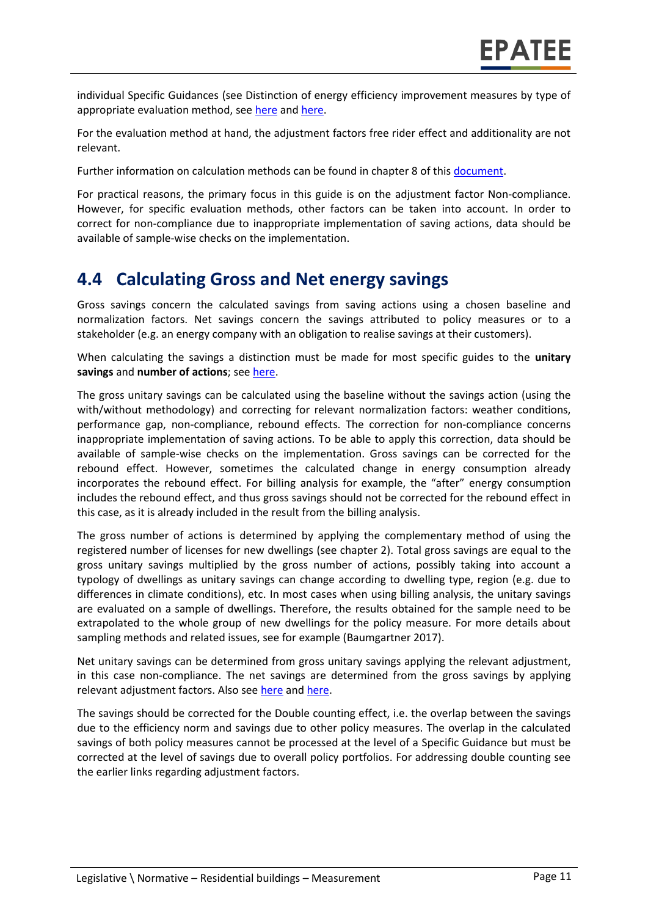individual Specific Guidances (see Distinction of energy efficiency improvement measures by type of appropriate evaluation method, see here and here.

For the evaluation method at hand, the adjustment factors free rider effect and additionality are not relevant.

Further information on calculation methods can be found in chapter 8 of this document.

For practical reasons, the primary focus in this guide is on the adjustment factor Non-compliance. However, for specific evaluation methods, other factors can be taken into account. In order to correct for non-compliance due to inappropriate implementation of saving actions, data should be available of sample-wise checks on the implementation.

## 4.4 Calculating Gross and Net energy savings

Gross savings concern the calculated savings from saving actions using a chosen baseline and normalization factors. Net savings concern the savings attributed to policy measures or to a stakeholder (e.g. an energy company with an obligation to realise savings at their customers).

When calculating the savings a distinction must be made for most specific guides to the **unitary savings** and **number of actions**; see here.

The gross unitary savings can be calculated using the baseline without the savings action (using the with/without methodology) and correcting for relevant normalization factors: weather conditions, performance gap, non-compliance, rebound effects. The correction for non-compliance concerns inappropriate implementation of saving actions. To be able to apply this correction, data should be available of sample-wise checks on the implementation. Gross savings can be corrected for the rebound effect. However, sometimes the calculated change in energy consumption already incorporates the rebound effect. For billing analysis for example, the "after" energy consumption includes the rebound effect, and thus gross savings should not be corrected for the rebound effect in this case, as it is already included in the result from the billing analysis.

The gross number of actions is determined by applying the complementary method of using the registered number of licenses for new dwellings (see chapter 2). Total gross savings are equal to the gross unitary savings multiplied by the gross number of actions, possibly taking into account a typology of dwellings as unitary savings can change according to dwelling type, region (e.g. due to differences in climate conditions), etc. In most cases when using billing analysis, the unitary savings are evaluated on a sample of dwellings. Therefore, the results obtained for the sample need to be extrapolated to the whole group of new dwellings for the policy measure. For more details about sampling methods and related issues, see for example (Baumgartner 2017).

Net unitary savings can be determined from gross unitary savings applying the relevant adjustment, in this case non-compliance. The net savings are determined from the gross savings by applying relevant adjustment factors. Also see here and here.

The savings should be corrected for the Double counting effect, i.e. the overlap between the savings due to the efficiency norm and savings due to other policy measures. The overlap in the calculated savings of both policy measures cannot be processed at the level of a Specific Guidance but must be corrected at the level of savings due to overall policy portfolios. For addressing double counting see the earlier links regarding adjustment factors.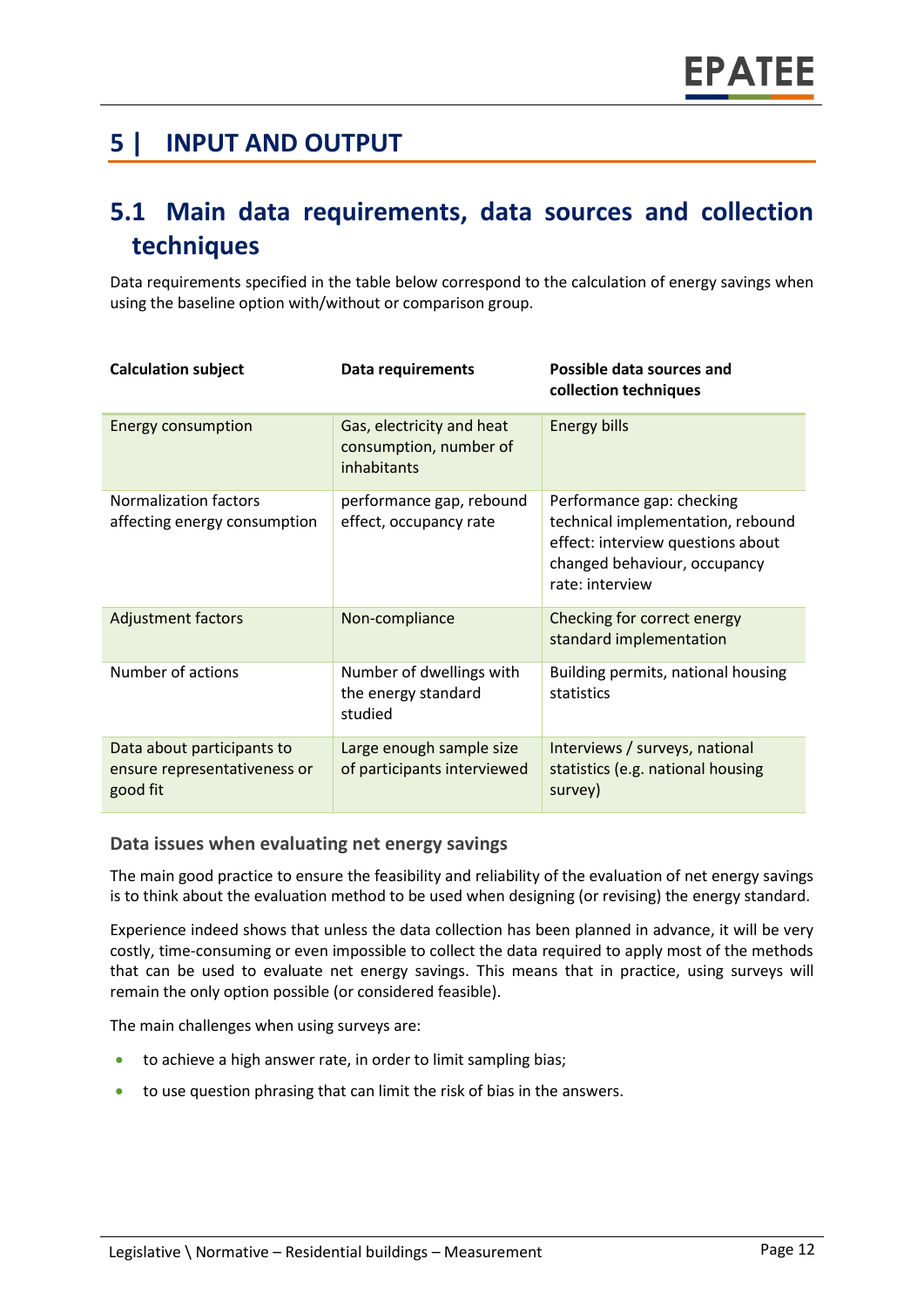# 5 | INPUT AND OUTPUT

## 5.1 Main data requirements, data sources and collection techniques

Data requirements specified in the table below correspond to the calculation of energy savings when using the baseline option with/without or comparison group.

| Calculation subject | Data requirements | Possible data sources and collection techniques |
|---|---|---|
| Energy consumption | Gas, electricity and heat consumption, number of inhabitants | Energy bills |
| Normalization factors affecting energy consumption | performance gap, rebound effect, occupancy rate | Performance gap: checking technical implementation, rebound effect: interview questions about changed behaviour, occupancy rate: interview |
| Adjustment factors | Non-compliance | Checking for correct energy standard implementation |
| Number of actions | Number of dwellings with the energy standard studied | Building permits, national housing statistics |
| Data about participants to ensure representativeness or good fit | Large enough sample size of participants interviewed | Interviews / surveys, national statistics (e.g. national housing survey) |

### Data issues when evaluating net energy savings

The main good practice to ensure the feasibility and reliability of the evaluation of net energy savings is to think about the evaluation method to be used when designing (or revising) the energy standard.

Experience indeed shows that unless the data collection has been planned in advance, it will be very costly, time-consuming or even impossible to collect the data required to apply most of the methods that can be used to evaluate net energy savings. This means that in practice, using surveys will remain the only option possible (or considered feasible).

The main challenges when using surveys are:

- to achieve a high answer rate, in order to limit sampling bias;
- to use question phrasing that can limit the risk of bias in the answers.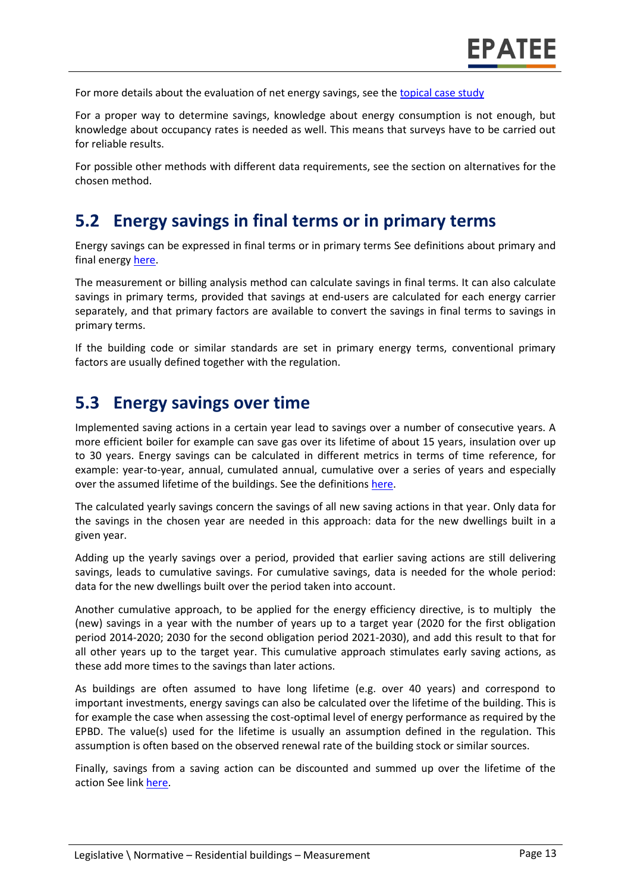For more details about the evaluation of net energy savings, see the topical case study

For a proper way to determine savings, knowledge about energy consumption is not enough, but knowledge about occupancy rates is needed as well. This means that surveys have to be carried out for reliable results.

For possible other methods with different data requirements, see the section on alternatives for the chosen method.

## 5.2 Energy savings in final terms or in primary terms

Energy savings can be expressed in final terms or in primary terms See definitions about primary and final energy here.

The measurement or billing analysis method can calculate savings in final terms. It can also calculate savings in primary terms, provided that savings at end-users are calculated for each energy carrier separately, and that primary factors are available to convert the savings in final terms to savings in primary terms.

If the building code or similar standards are set in primary energy terms, conventional primary factors are usually defined together with the regulation.

## 5.3 Energy savings over time

Implemented saving actions in a certain year lead to savings over a number of consecutive years. A more efficient boiler for example can save gas over its lifetime of about 15 years, insulation over up to 30 years. Energy savings can be calculated in different metrics in terms of time reference, for example: year-to-year, annual, cumulated annual, cumulative over a series of years and especially over the assumed lifetime of the buildings. See the definitions here.

The calculated yearly savings concern the savings of all new saving actions in that year. Only data for the savings in the chosen year are needed in this approach: data for the new dwellings built in a given year.

Adding up the yearly savings over a period, provided that earlier saving actions are still delivering savings, leads to cumulative savings. For cumulative savings, data is needed for the whole period: data for the new dwellings built over the period taken into account.

Another cumulative approach, to be applied for the energy efficiency directive, is to multiply the (new) savings in a year with the number of years up to a target year (2020 for the first obligation period 2014-2020; 2030 for the second obligation period 2021-2030), and add this result to that for all other years up to the target year. This cumulative approach stimulates early saving actions, as these add more times to the savings than later actions.

As buildings are often assumed to have long lifetime (e.g. over 40 years) and correspond to important investments, energy savings can also be calculated over the lifetime of the building. This is for example the case when assessing the cost-optimal level of energy performance as required by the EPBD. The value(s) used for the lifetime is usually an assumption defined in the regulation. This assumption is often based on the observed renewal rate of the building stock or similar sources.

Finally, savings from a saving action can be discounted and summed up over the lifetime of the action See link here.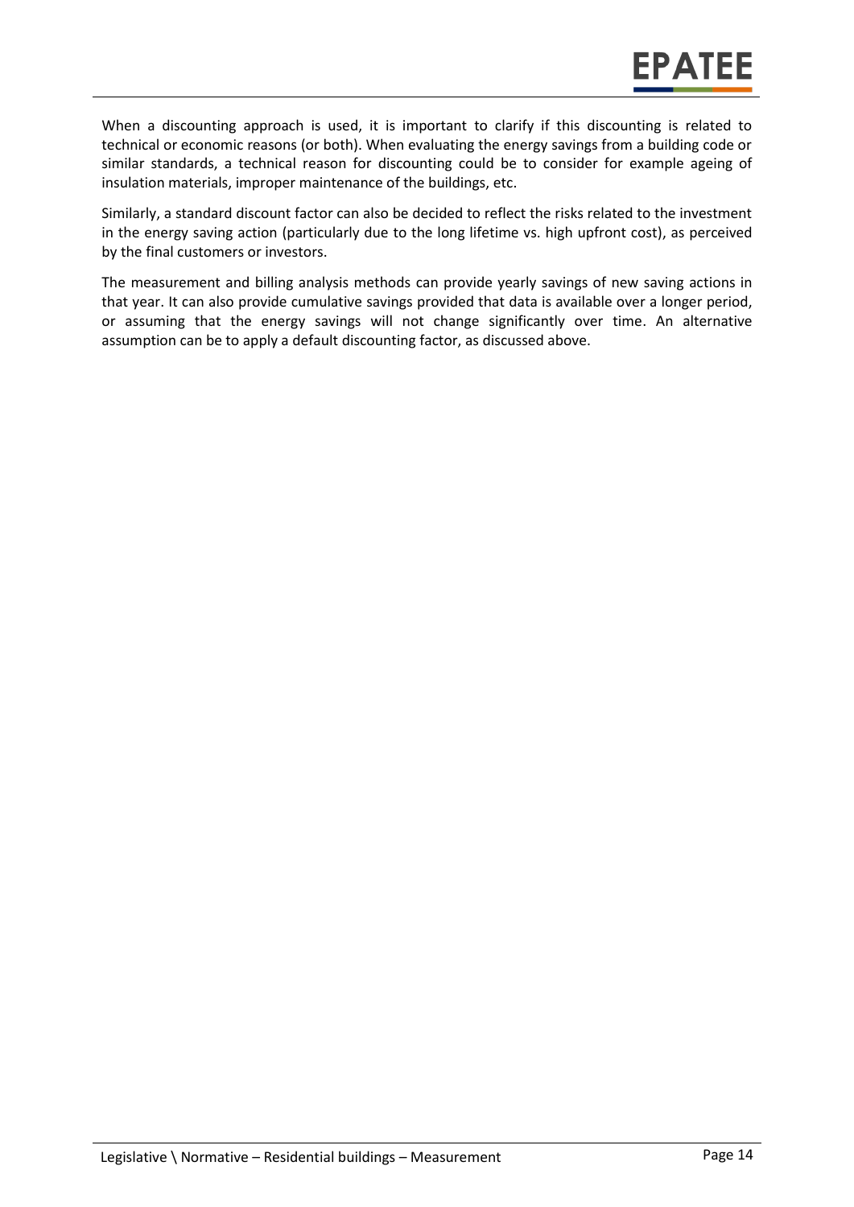When a discounting approach is used, it is important to clarify if this discounting is related to technical or economic reasons (or both). When evaluating the energy savings from a building code or similar standards, a technical reason for discounting could be to consider for example ageing of insulation materials, improper maintenance of the buildings, etc.

Similarly, a standard discount factor can also be decided to reflect the risks related to the investment in the energy saving action (particularly due to the long lifetime vs. high upfront cost), as perceived by the final customers or investors.

The measurement and billing analysis methods can provide yearly savings of new saving actions in that year. It can also provide cumulative savings provided that data is available over a longer period, or assuming that the energy savings will not change significantly over time. An alternative assumption can be to apply a default discounting factor, as discussed above.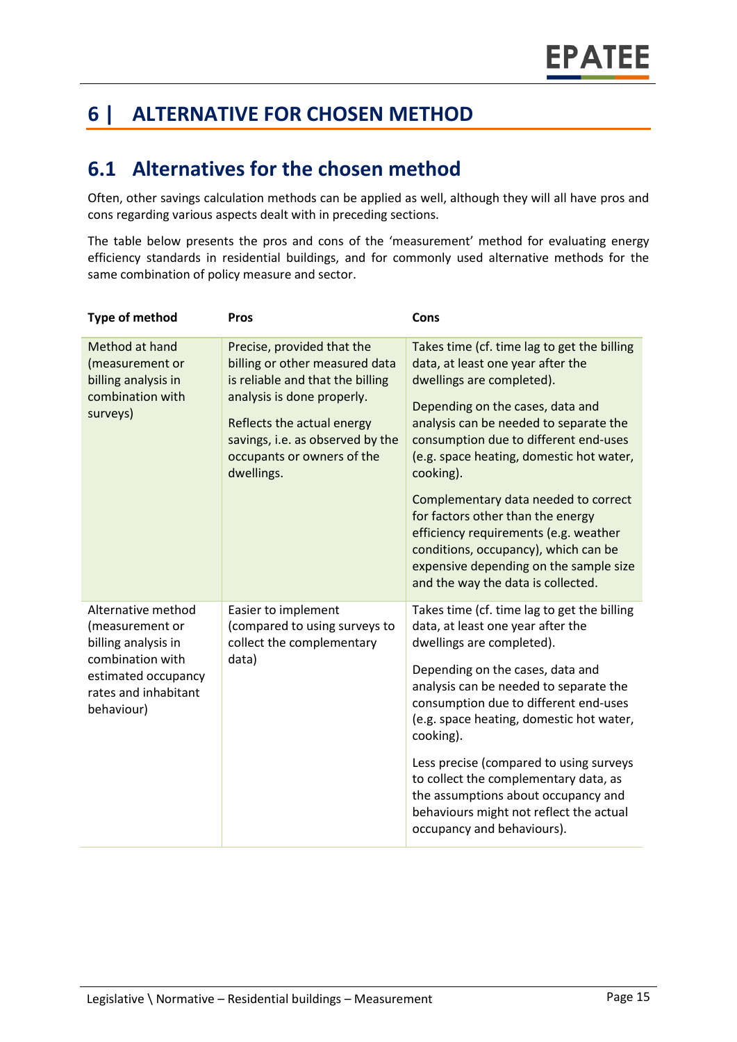# 6 | ALTERNATIVE FOR CHOSEN METHOD

## 6.1 Alternatives for the chosen method

Often, other savings calculation methods can be applied as well, although they will all have pros and cons regarding various aspects dealt with in preceding sections.

The table below presents the pros and cons of the 'measurement' method for evaluating energy efficiency standards in residential buildings, and for commonly used alternative methods for the same combination of policy measure and sector.

| Type of method | Pros | Cons |
|---|---|---|
| Method at hand (measurement or billing analysis in combination with surveys) | Precise, provided that the billing or other measured data is reliable and that the billing analysis is done properly.<br><br>Reflects the actual energy savings, i.e. as observed by the occupants or owners of the dwellings. | Takes time (cf. time lag to get the billing data, at least one year after the dwellings are completed).<br><br>Depending on the cases, data and analysis can be needed to separate the consumption due to different end-uses (e.g. space heating, domestic hot water, cooking).<br><br>Complementary data needed to correct for factors other than the energy efficiency requirements (e.g. weather conditions, occupancy), which can be expensive depending on the sample size and the way the data is collected. |
| Alternative method (measurement or billing analysis in combination with estimated occupancy rates and inhabitant behaviour) | Easier to implement (compared to using surveys to collect the complementary data) | Takes time (cf. time lag to get the billing data, at least one year after the dwellings are completed).<br><br>Depending on the cases, data and analysis can be needed to separate the consumption due to different end-uses (e.g. space heating, domestic hot water, cooking).<br><br>Less precise (compared to using surveys to collect the complementary data, as the assumptions about occupancy and behaviours might not reflect the actual occupancy and behaviours). |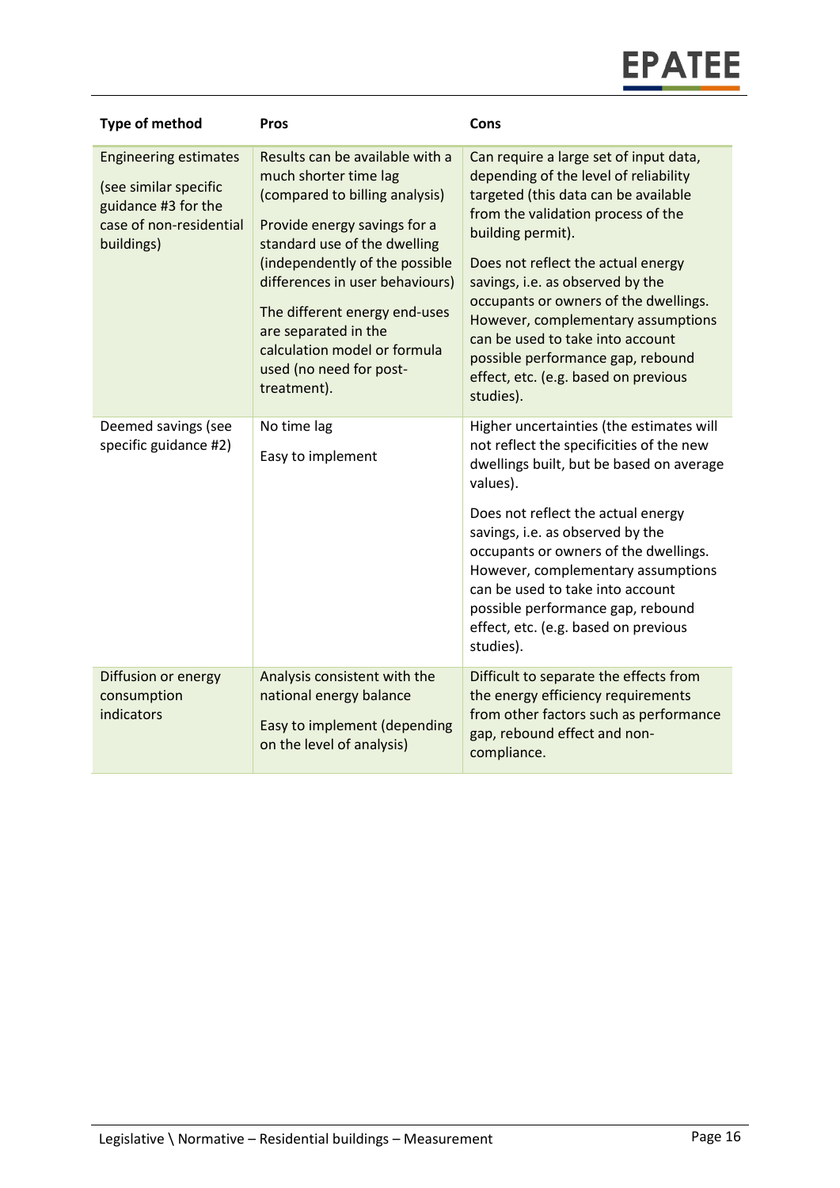| Type of method | Pros | Cons |
|---|---|---|
| Engineering estimates (see similar specific guidance #3 for the case of non-residential buildings) | Results can be available with a much shorter time lag (compared to billing analysis)<br><br>Provide energy savings for a standard use of the dwelling (independently of the possible differences in user behaviours)<br><br>The different energy end-uses are separated in the calculation model or formula used (no need for post-treatment). | Can require a large set of input data, depending of the level of reliability targeted (this data can be available from the validation process of the building permit).<br><br>Does not reflect the actual energy savings, i.e. as observed by the occupants or owners of the dwellings. However, complementary assumptions can be used to take into account possible performance gap, rebound effect, etc. (e.g. based on previous studies). |
| Deemed savings (see specific guidance #2) | No time lag<br><br>Easy to implement | Higher uncertainties (the estimates will not reflect the specificities of the new dwellings built, but be based on average values).<br><br>Does not reflect the actual energy savings, i.e. as observed by the occupants or owners of the dwellings. However, complementary assumptions can be used to take into account possible performance gap, rebound effect, etc. (e.g. based on previous studies). |
| Diffusion or energy consumption indicators | Analysis consistent with the national energy balance<br><br>Easy to implement (depending on the level of analysis) | Difficult to separate the effects from the energy efficiency requirements from other factors such as performance gap, rebound effect and non-compliance. |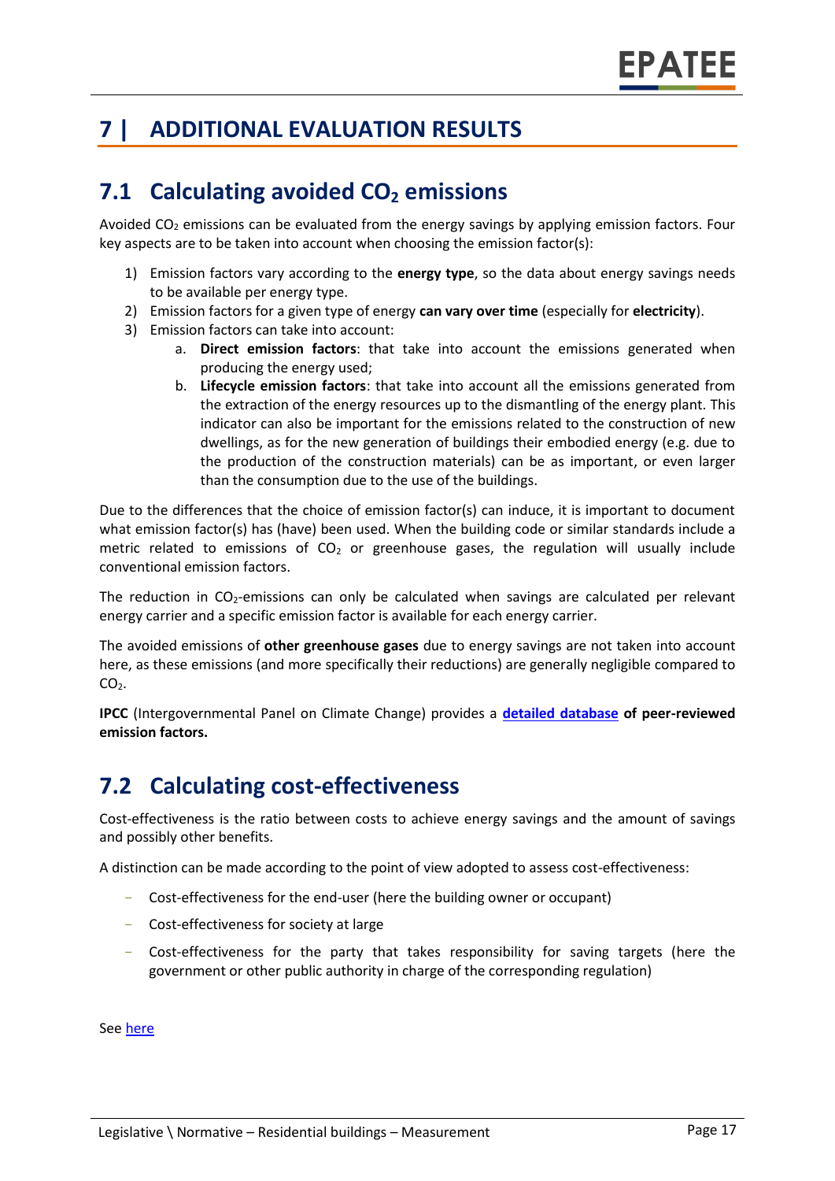# 7 | ADDITIONAL EVALUATION RESULTS

## 7.1 Calculating avoided $CO_2$ emissions

Avoided $CO_2$ emissions can be evaluated from the energy savings by applying emission factors. Four key aspects are to be taken into account when choosing the emission factor(s):

1) Emission factors vary according to the **energy type**, so the data about energy savings needs to be available per energy type.
2) Emission factors for a given type of energy **can vary over time** (especially for **electricity**).
3) Emission factors can take into account:
   a. **Direct emission factors**: that take into account the emissions generated when producing the energy used;
   b. **Lifecycle emission factors**: that take into account all the emissions generated from the extraction of the energy resources up to the dismantling of the energy plant. This indicator can also be important for the emissions related to the construction of new dwellings, as for the new generation of buildings their embodied energy (e.g. due to the production of the construction materials) can be as important, or even larger than the consumption due to the use of the buildings.

Due to the differences that the choice of emission factor(s) can induce, it is important to document what emission factor(s) has (have) been used. When the building code or similar standards include a metric related to emissions of $CO_2$ or greenhouse gases, the regulation will usually include conventional emission factors.

The reduction in $CO_2$-emissions can only be calculated when savings are calculated per relevant energy carrier and a specific emission factor is available for each energy carrier.

The avoided emissions of **other greenhouse gases** due to energy savings are not taken into account here, as these emissions (and more specifically their reductions) are generally negligible compared to $CO_2$.

**IPCC** (Intergovernmental Panel on Climate Change) provides a **detailed database of peer-reviewed emission factors.**

## 7.2 Calculating cost-effectiveness

Cost-effectiveness is the ratio between costs to achieve energy savings and the amount of savings and possibly other benefits.

A distinction can be made according to the point of view adopted to assess cost-effectiveness:

- Cost-effectiveness for the end-user (here the building owner or occupant)
- Cost-effectiveness for society at large
- Cost-effectiveness for the party that takes responsibility for saving targets (here the government or other public authority in charge of the corresponding regulation)

See here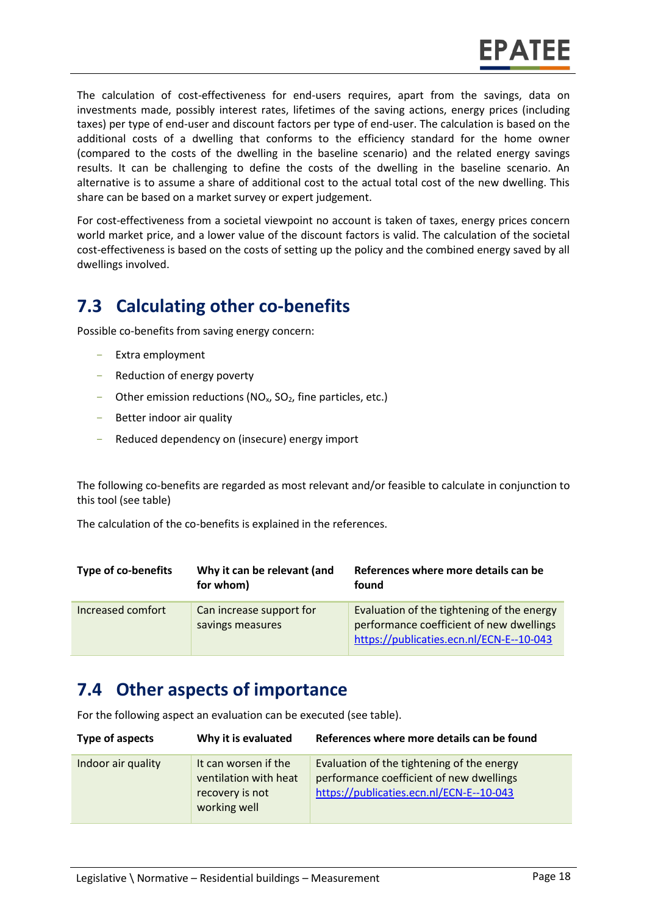The calculation of cost-effectiveness for end-users requires, apart from the savings, data on investments made, possibly interest rates, lifetimes of the saving actions, energy prices (including taxes) per type of end-user and discount factors per type of end-user. The calculation is based on the additional costs of a dwelling that conforms to the efficiency standard for the home owner (compared to the costs of the dwelling in the baseline scenario) and the related energy savings results. It can be challenging to define the costs of the dwelling in the baseline scenario. An alternative is to assume a share of additional cost to the actual total cost of the new dwelling. This share can be based on a market survey or expert judgement.

For cost-effectiveness from a societal viewpoint no account is taken of taxes, energy prices concern world market price, and a lower value of the discount factors is valid. The calculation of the societal cost-effectiveness is based on the costs of setting up the policy and the combined energy saved by all dwellings involved.

## 7.3 Calculating other co-benefits

Possible co-benefits from saving energy concern:

- Extra employment
- Reduction of energy poverty
- Other emission reductions ($NO_x$, $SO_2$, fine particles, etc.)
- Better indoor air quality
- Reduced dependency on (insecure) energy import

The following co-benefits are regarded as most relevant and/or feasible to calculate in conjunction to this tool (see table)

The calculation of the co-benefits is explained in the references.

| Type of co-benefits | Why it can be relevant (and for whom) | References where more details can be found |
|---|---|---|
| Increased comfort | Can increase support for savings measures | Evaluation of the tightening of the energy performance coefficient of new dwellings https://publicaties.ecn.nl/ECN-E--10-043 |

## 7.4 Other aspects of importance

For the following aspect an evaluation can be executed (see table).

| Type of aspects | Why it is evaluated | References where more details can be found |
|---|---|---|
| Indoor air quality | It can worsen if the ventilation with heat recovery is not working well | Evaluation of the tightening of the energy performance coefficient of new dwellings https://publicaties.ecn.nl/ECN-E--10-043 |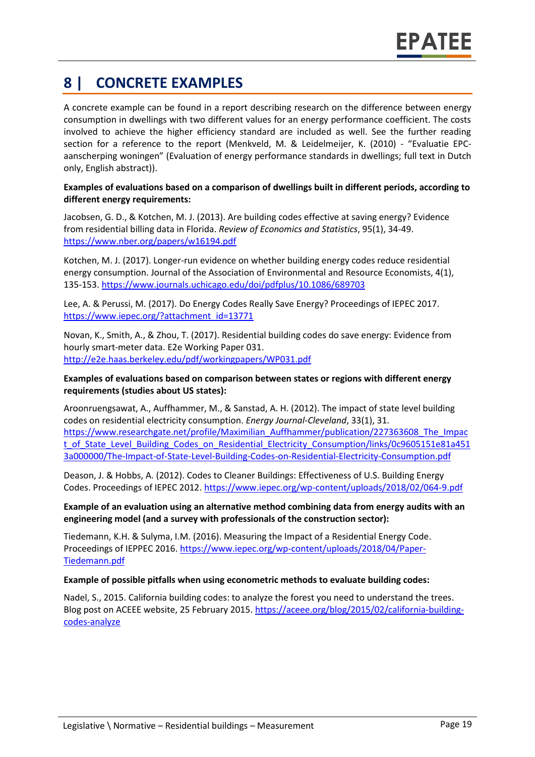# 8 | CONCRETE EXAMPLES

A concrete example can be found in a report describing research on the difference between energy consumption in dwellings with two different values for an energy performance coefficient. The costs involved to achieve the higher efficiency standard are included as well. See the further reading section for a reference to the report (Menkveld, M. & Leidelmeijer, K. (2010) - "Evaluatie EPC-aanscherping woningen" (Evaluation of energy performance standards in dwellings; full text in Dutch only, English abstract)).

**Examples of evaluations based on a comparison of dwellings built in different periods, according to different energy requirements:**

Jacobsen, G. D., & Kotchen, M. J. (2013). Are building codes effective at saving energy? Evidence from residential billing data in Florida. *Review of Economics and Statistics*, 95(1), 34-49. https://www.nber.org/papers/w16194.pdf

Kotchen, M. J. (2017). Longer-run evidence on whether building energy codes reduce residential energy consumption. Journal of the Association of Environmental and Resource Economists, 4(1), 135-153. https://www.journals.uchicago.edu/doi/pdfplus/10.1086/689703

Lee, A. & Perussi, M. (2017). Do Energy Codes Really Save Energy? Proceedings of IEPEC 2017. https://www.iepec.org/?attachment_id=13771

Novan, K., Smith, A., & Zhou, T. (2017). Residential building codes do save energy: Evidence from hourly smart-meter data. E2e Working Paper 031. http://e2e.haas.berkeley.edu/pdf/workingpapers/WP031.pdf

**Examples of evaluations based on comparison between states or regions with different energy requirements (studies about US states):**

Aroonruengsawat, A., Auffhammer, M., & Sanstad, A. H. (2012). The impact of state level building codes on residential electricity consumption. *Energy Journal-Cleveland*, 33(1), 31. https://www.researchgate.net/profile/Maximilian_Auffhammer/publication/227363608_The_Impact_of_State_Level_Building_Codes_on_Residential_Electricity_Consumption/links/0c9605151e81a4513a000000/The-Impact-of-State-Level-Building-Codes-on-Residential-Electricity-Consumption.pdf

Deason, J. & Hobbs, A. (2012). Codes to Cleaner Buildings: Effectiveness of U.S. Building Energy Codes. Proceedings of IEPEC 2012. https://www.iepec.org/wp-content/uploads/2018/02/064-9.pdf

**Example of an evaluation using an alternative method combining data from energy audits with an engineering model (and a survey with professionals of the construction sector):**

Tiedemann, K.H. & Sulyma, I.M. (2016). Measuring the Impact of a Residential Energy Code. Proceedings of IEPPEC 2016. https://www.iepec.org/wp-content/uploads/2018/04/Paper-Tiedemann.pdf

**Example of possible pitfalls when using econometric methods to evaluate building codes:**

Nadel, S., 2015. California building codes: to analyze the forest you need to understand the trees. Blog post on ACEEE website, 25 February 2015. https://aceee.org/blog/2015/02/california-building-codes-analyze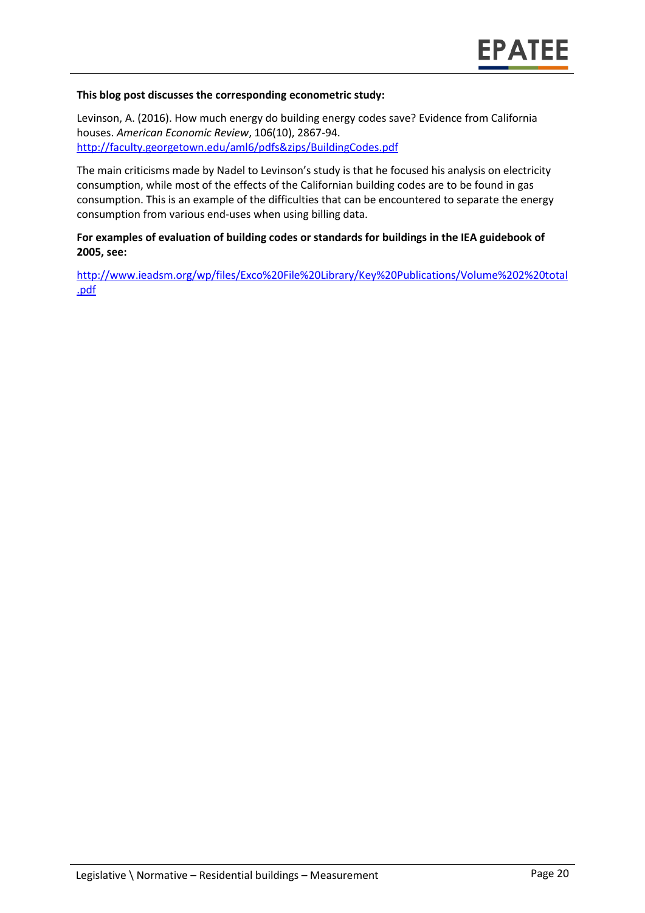**This blog post discusses the corresponding econometric study:**

Levinson, A. (2016). How much energy do building energy codes save? Evidence from California houses. *American Economic Review*, 106(10), 2867-94.
http://faculty.georgetown.edu/aml6/pdfs&zips/BuildingCodes.pdf

The main criticisms made by Nadel to Levinson's study is that he focused his analysis on electricity consumption, while most of the effects of the Californian building codes are to be found in gas consumption. This is an example of the difficulties that can be encountered to separate the energy consumption from various end-uses when using billing data.

**For examples of evaluation of building codes or standards for buildings in the IEA guidebook of 2005, see:**

http://www.ieadsm.org/wp/files/Exco%20File%20Library/Key%20Publications/Volume%202%20total.pdf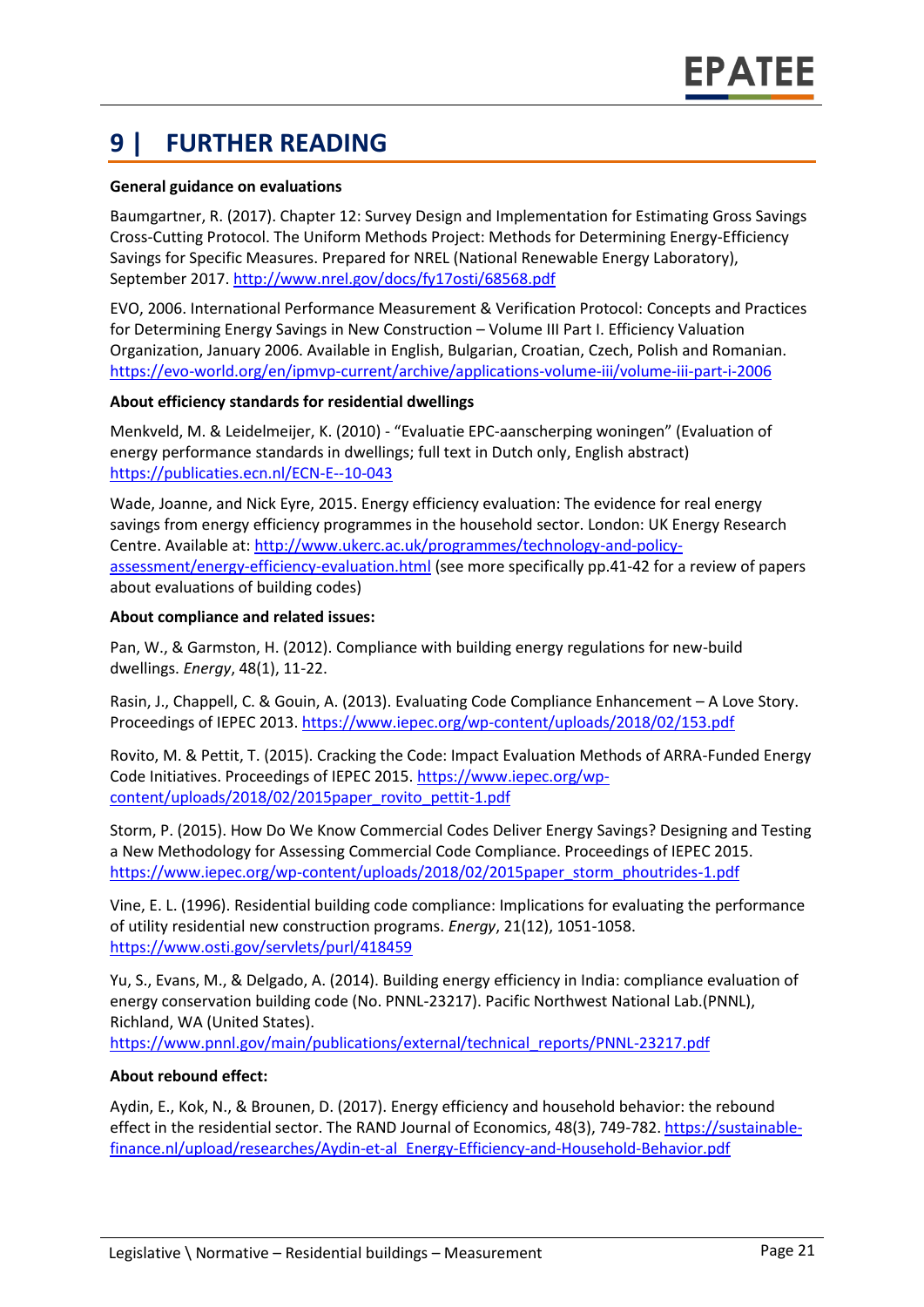# 9 | FURTHER READING

**General guidance on evaluations**

Baumgartner, R. (2017). Chapter 12: Survey Design and Implementation for Estimating Gross Savings Cross-Cutting Protocol. The Uniform Methods Project: Methods for Determining Energy-Efficiency Savings for Specific Measures. Prepared for NREL (National Renewable Energy Laboratory), September 2017. http://www.nrel.gov/docs/fy17osti/68568.pdf

EVO, 2006. International Performance Measurement & Verification Protocol: Concepts and Practices for Determining Energy Savings in New Construction – Volume III Part I. Efficiency Valuation Organization, January 2006. Available in English, Bulgarian, Croatian, Czech, Polish and Romanian. https://evo-world.org/en/ipmvp-current/archive/applications-volume-iii/volume-iii-part-i-2006

**About efficiency standards for residential dwellings**

Menkveld, M. & Leidelmeijer, K. (2010) - "Evaluatie EPC-aanscherping woningen" (Evaluation of energy performance standards in dwellings; full text in Dutch only, English abstract) https://publicaties.ecn.nl/ECN-E--10-043

Wade, Joanne, and Nick Eyre, 2015. Energy efficiency evaluation: The evidence for real energy savings from energy efficiency programmes in the household sector. London: UK Energy Research Centre. Available at: http://www.ukerc.ac.uk/programmes/technology-and-policy-assessment/energy-efficiency-evaluation.html (see more specifically pp.41-42 for a review of papers about evaluations of building codes)

**About compliance and related issues:**

Pan, W., & Garmston, H. (2012). Compliance with building energy regulations for new-build dwellings. *Energy*, 48(1), 11-22.

Rasin, J., Chappell, C. & Gouin, A. (2013). Evaluating Code Compliance Enhancement – A Love Story. Proceedings of IEPEC 2013. https://www.iepec.org/wp-content/uploads/2018/02/153.pdf

Rovito, M. & Pettit, T. (2015). Cracking the Code: Impact Evaluation Methods of ARRA-Funded Energy Code Initiatives. Proceedings of IEPEC 2015. https://www.iepec.org/wp-content/uploads/2018/02/2015paper_rovito_pettit-1.pdf

Storm, P. (2015). How Do We Know Commercial Codes Deliver Energy Savings? Designing and Testing a New Methodology for Assessing Commercial Code Compliance. Proceedings of IEPEC 2015. https://www.iepec.org/wp-content/uploads/2018/02/2015paper_storm_phoutrides-1.pdf

Vine, E. L. (1996). Residential building code compliance: Implications for evaluating the performance of utility residential new construction programs. *Energy*, 21(12), 1051-1058. https://www.osti.gov/servlets/purl/418459

Yu, S., Evans, M., & Delgado, A. (2014). Building energy efficiency in India: compliance evaluation of energy conservation building code (No. PNNL-23217). Pacific Northwest National Lab.(PNNL), Richland, WA (United States).
https://www.pnnl.gov/main/publications/external/technical_reports/PNNL-23217.pdf

**About rebound effect:**

Aydin, E., Kok, N., & Brounen, D. (2017). Energy efficiency and household behavior: the rebound effect in the residential sector. The RAND Journal of Economics, 48(3), 749-782. https://sustainable-finance.nl/upload/researches/Aydin-et-al_Energy-Efficiency-and-Household-Behavior.pdf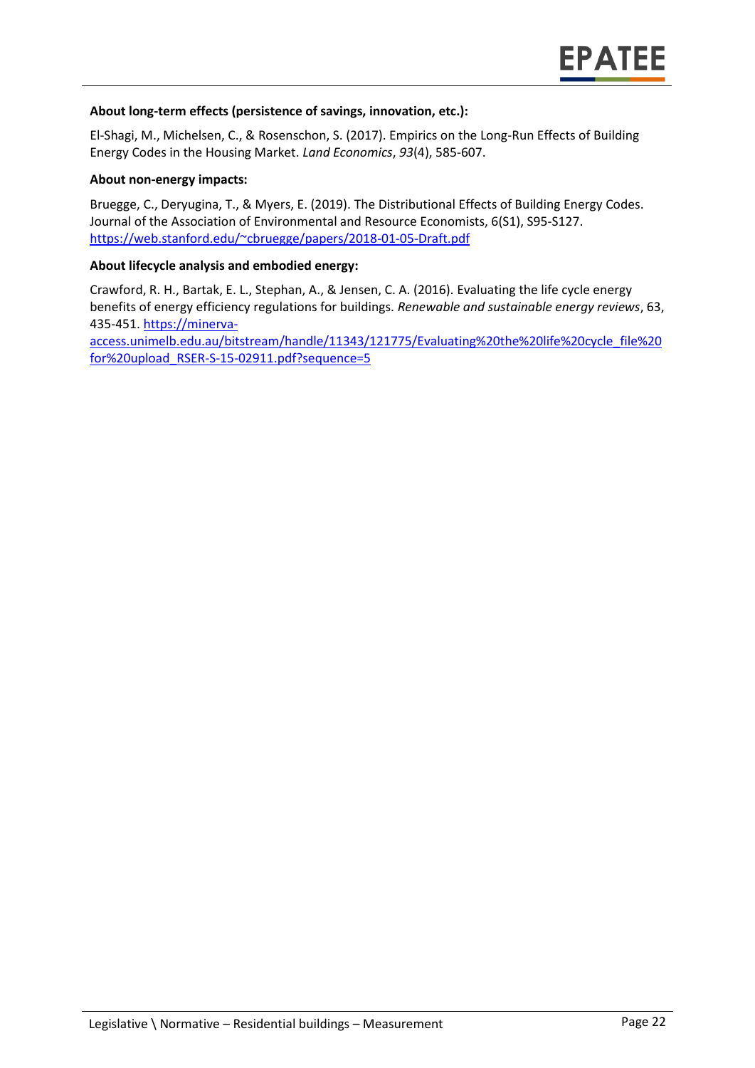**About long-term effects (persistence of savings, innovation, etc.):**

El-Shagi, M., Michelsen, C., & Rosenschon, S. (2017). Empirics on the Long-Run Effects of Building Energy Codes in the Housing Market. *Land Economics*, *93*(4), 585-607.

**About non-energy impacts:**

Bruegge, C., Deryugina, T., & Myers, E. (2019). The Distributional Effects of Building Energy Codes. Journal of the Association of Environmental and Resource Economists, 6(S1), S95-S127. https://web.stanford.edu/~cbruegge/papers/2018-01-05-Draft.pdf

**About lifecycle analysis and embodied energy:**

Crawford, R. H., Bartak, E. L., Stephan, A., & Jensen, C. A. (2016). Evaluating the life cycle energy benefits of energy efficiency regulations for buildings. *Renewable and sustainable energy reviews*, 63, 435-451. https://minerva-access.unimelb.edu.au/bitstream/handle/11343/121775/Evaluating%20the%20life%20cycle_file%20for%20upload_RSER-S-15-02911.pdf?sequence=5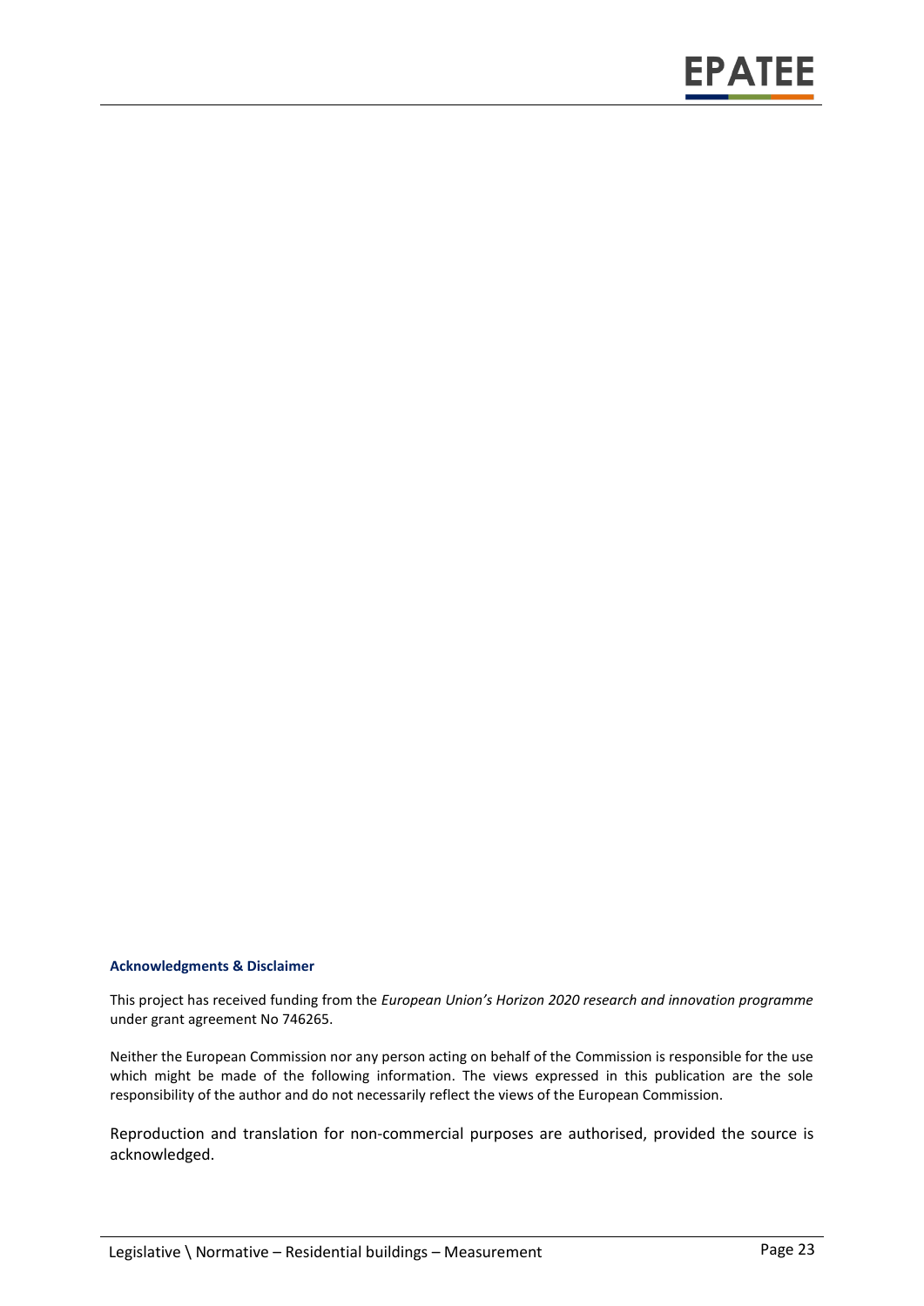**Acknowledgments & Disclaimer**

This project has received funding from the *European Union's Horizon 2020 research and innovation programme* under grant agreement No 746265.

Neither the European Commission nor any person acting on behalf of the Commission is responsible for the use which might be made of the following information. The views expressed in this publication are the sole responsibility of the author and do not necessarily reflect the views of the European Commission.

Reproduction and translation for non-commercial purposes are authorised, provided the source is acknowledged.